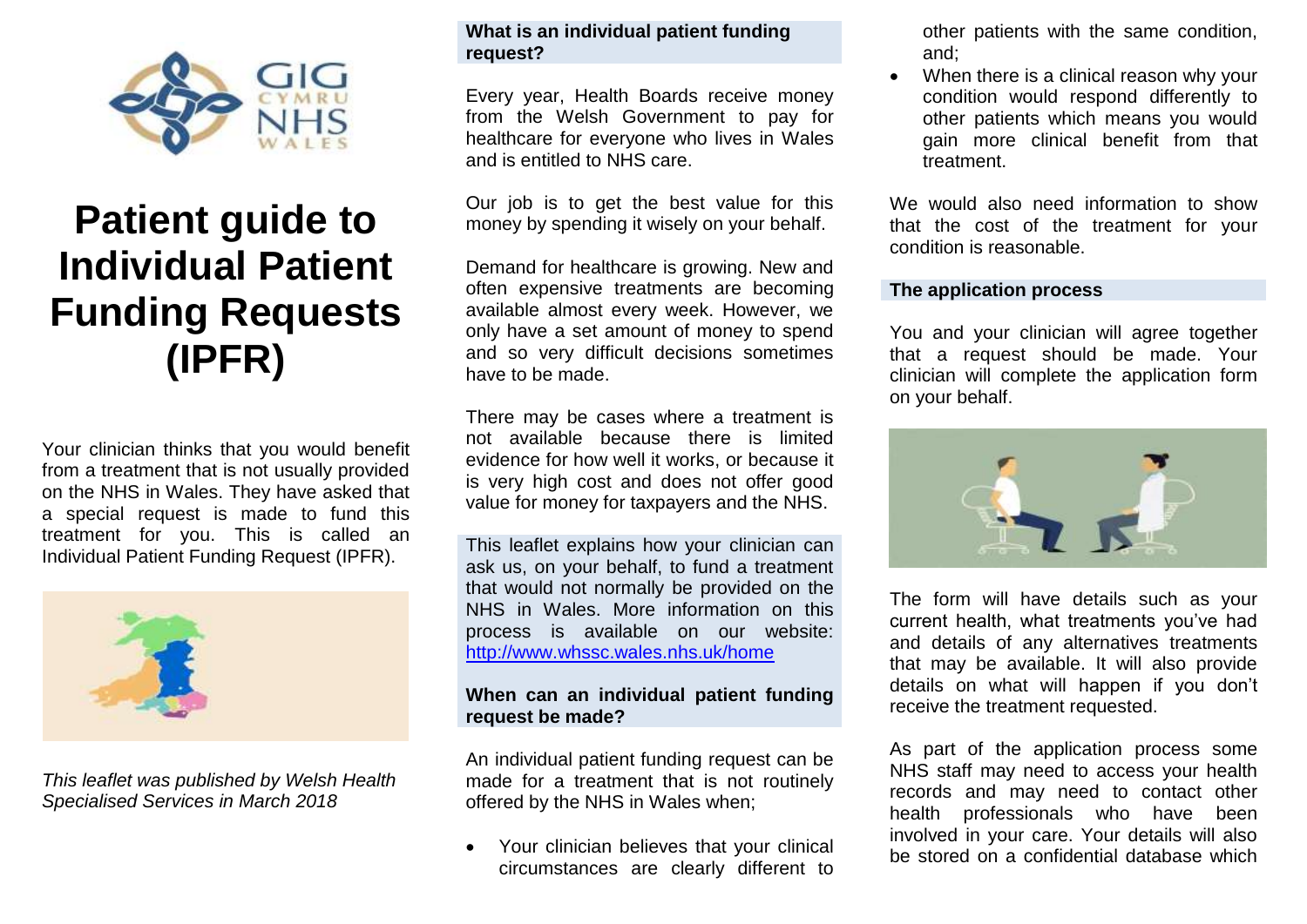# Patient guide to Individual Patient Funding Requests (IPFR)

Your clinician thinks that you would benefit from a treatment that is not usually provided on the NHS in Wales. They have asked that a special request is made to fund this treatment for you. This is called an Individual Patient Funding Request (IPFR).

*This leaflet was published by Welsh Health Specialised Services in March 2018*

## What is an individual patient funding request?

Every year, Health Boards receive money from the Welsh Government to pay for healthcare for everyone who lives in Wales and is entitled to NHS care.

Our job is to get the best value for this money by spending it wisely on your behalf.

Demand for healthcare is growing. New and often expensive treatments are becoming available almost every week. However, we only have a set amount of money to spend and so very difficult decisions sometimes have to be made.

There may be cases where a treatment is not available because there is limited evidence for how well it works, or because it is very high cost and does not offer good value for money for taxpayers and the NHS.

This leaflet explains how your clinician can ask us, on your behalf, to fund a treatment that would not normally be provided on the NHS in Wales. More information on this process is available on our website: http://www.whssc.wales.nhs.uk/home

## When can an individual patient funding request be made?

An individual patient funding request can be made for a treatment that is not routinely offered by the NHS in Wales when;

- Your clinician believes that your clinical circumstances are clearly different to other patients with the same condition, and;
- When there is a clinical reason why your condition would respond differently to other patients which means you would gain more clinical benefit from that treatment.

We would also need information to show that the cost of the treatment for your condition is reasonable.

## The application process

You and your clinician will agree together that a request should be made. Your clinician will complete the application form on your behalf.

The form will have details such as your current health, what treatments you've had and details of any alternatives treatments that may be available. It will also provide details on what will happen if you don't receive the treatment requested.

As part of the application process some NHS staff may need to access your health records and may need to contact other health professionals who have been involved in your care. Your details will also be stored on a confidential database which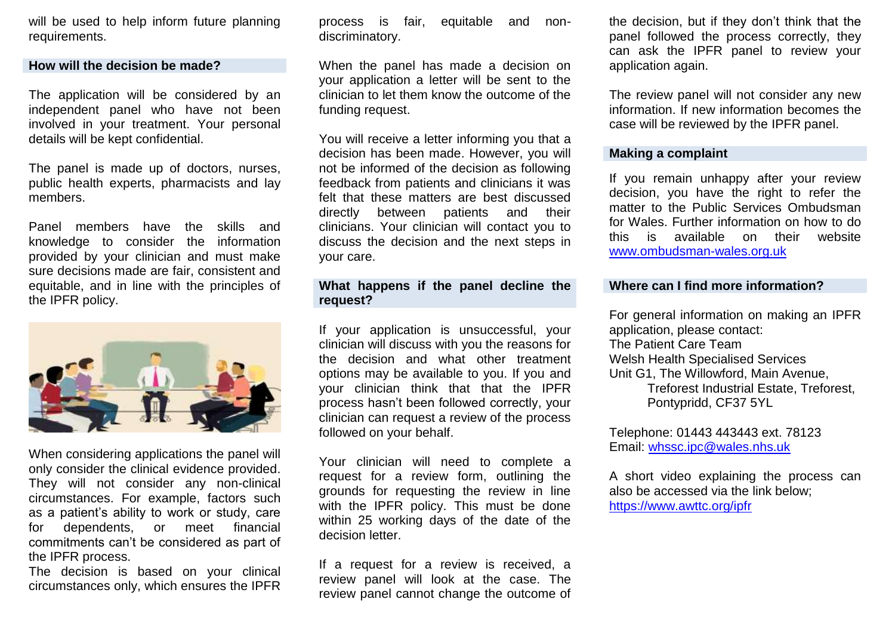will be used to help inform future planning requirements.

## How will the decision be made?

The application will be considered by an independent panel who have not been involved in your treatment. Your personal details will be kept confidential.

The panel is made up of doctors, nurses, public health experts, pharmacists and lay members.

Panel members have the skills and knowledge to consider the information provided by your clinician and must make sure decisions made are fair, consistent and equitable, and in line with the principles of the IPFR policy.

When considering applications the panel will only consider the clinical evidence provided. They will not consider any non-clinical circumstances. For example, factors such as a patient's ability to work or study, care for dependents, or meet financial commitments can't be considered as part of the IPFR process.
The decision is based on your clinical circumstances only, which ensures the IPFR process is fair, equitable and non-discriminatory.

When the panel has made a decision on your application a letter will be sent to the clinician to let them know the outcome of the funding request.

You will receive a letter informing you that a decision has been made. However, you will not be informed of the decision as following feedback from patients and clinicians it was felt that these matters are best discussed directly between patients and their clinicians. Your clinician will contact you to discuss the decision and the next steps in your care.

## What happens if the panel decline the request?

If your application is unsuccessful, your clinician will discuss with you the reasons for the decision and what other treatment options may be available to you. If you and your clinician think that the IPFR process hasn't been followed correctly, your clinician can request a review of the process followed on your behalf.

Your clinician will need to complete a request for a review form, outlining the grounds for requesting the review in line with the IPFR policy. This must be done within 25 working days of the date of the decision letter.

If a request for a review is received, a review panel will look at the case. The review panel cannot change the outcome of the decision, but if they don't think that the panel followed the process correctly, they can ask the IPFR panel to review your application again.

The review panel will not consider any new information. If new information becomes the case will be reviewed by the IPFR panel.

## Making a complaint

If you remain unhappy after your review decision, you have the right to refer the matter to the Public Services Ombudsman for Wales. Further information on how to do this is available on their website www.ombudsman-wales.org.uk

## Where can I find more information?

For general information on making an IPFR application, please contact:
The Patient Care Team
Welsh Health Specialised Services
Unit G1, The Willowford, Main Avenue,
Treforest Industrial Estate, Treforest,
Pontypridd, CF37 5YL

Telephone: 01443 443443 ext. 78123
Email: whssc.ipc@wales.nhs.uk

A short video explaining the process can also be accessed via the link below;
https://www.awttc.org/ipfr